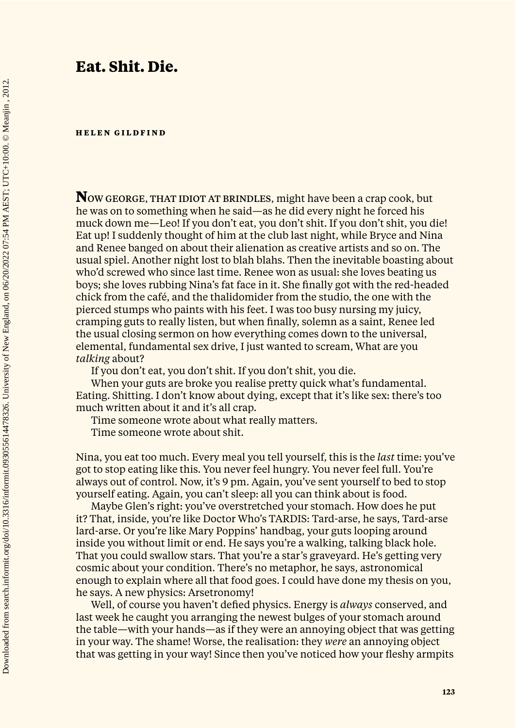# Eat. Shit. Die.

**HELEN GILDFIND**

**N**OW GEORGE, THAT IDIOT AT BRINDLES, might have been a crap cook, but he was on to something when he said—as he did every night he forced his muck down me—Leo! If you don't eat, you don't shit. If you don't shit, you die! Eat up! I suddenly thought of him at the club last night, while Bryce and Nina and Renee banged on about their alienation as creative artists and so on. The usual spiel. Another night lost to blah blahs. Then the inevitable boasting about who'd screwed who since last time. Renee won as usual: she loves beating us boys; she loves rubbing Nina's fat face in it. She finally got with the red-headed chick from the café, and the thalidomider from the studio, the one with the pierced stumps who paints with his feet. I was too busy nursing my juicy, cramping guts to really listen, but when finally, solemn as a saint, Renee led the usual closing sermon on how everything comes down to the universal, elemental, fundamental sex drive, I just wanted to scream, What are you *talking* about?

If you don't eat, you don't shit. If you don't shit, you die.

When your guts are broke you realise pretty quick what's fundamental. Eating. Shitting. I don't know about dying, except that it's like sex: there's too much written about it and it's all crap.

Time someone wrote about what really matters.

Time someone wrote about shit.

Nina, you eat too much. Every meal you tell yourself, this is the *last* time: you've got to stop eating like this. You never feel hungry. You never feel full. You're always out of control. Now, it's 9 pm. Again, you've sent yourself to bed to stop yourself eating. Again, you can't sleep: all you can think about is food.

Maybe Glen's right: you've overstretched your stomach. How does he put it? That, inside, you're like Doctor Who's TARDIS: Tard-arse, he says, Tard-arse lard-arse. Or you're like Mary Poppins' handbag, your guts looping around inside you without limit or end. He says you're a walking, talking black hole. That you could swallow stars. That you're a star's graveyard. He's getting very cosmic about your condition. There's no metaphor, he says, astronomical enough to explain where all that food goes. I could have done my thesis on you, he says. A new physics: Arsetronomy!

Well, of course you haven't defied physics. Energy is *always* conserved, and last week he caught you arranging the newest bulges of your stomach around the table—with your hands—as if they were an annoying object that was getting in your way. The shame! Worse, the realisation: they *were* an annoying object that was getting in your way! Since then you've noticed how your fleshy armpits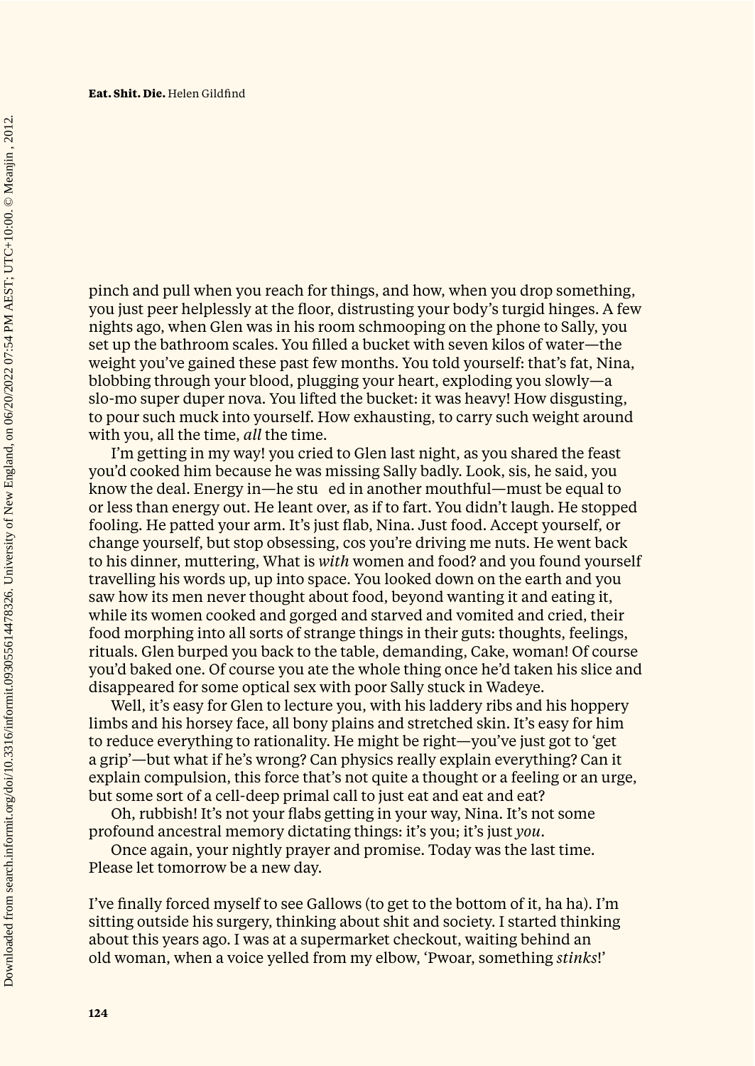pinch and pull when you reach for things, and how, when you drop something, you just peer helplessly at the floor, distrusting your body's turgid hinges. A few nights ago, when Glen was in his room schmooping on the phone to Sally, you set up the bathroom scales. You filled a bucket with seven kilos of water—the weight you've gained these past few months. You told yourself: that's fat, Nina, blobbing through your blood, plugging your heart, exploding you slowly—a slo-mo super duper nova. You lifted the bucket: it was heavy! How disgusting, to pour such muck into yourself. How exhausting, to carry such weight around with you, all the time, *all* the time.

I'm getting in my way! you cried to Glen last night, as you shared the feast you'd cooked him because he was missing Sally badly. Look, sis, he said, you know the deal. Energy in—he stu ed in another mouthful—must be equal to or less than energy out. He leant over, as if to fart. You didn't laugh. He stopped fooling. He patted your arm. It's just flab, Nina. Just food. Accept yourself, or change yourself, but stop obsessing, cos you're driving me nuts. He went back to his dinner, muttering, What is *with* women and food? and you found yourself travelling his words up, up into space. You looked down on the earth and you saw how its men never thought about food, beyond wanting it and eating it, while its women cooked and gorged and starved and vomited and cried, their food morphing into all sorts of strange things in their guts: thoughts, feelings, rituals. Glen burped you back to the table, demanding, Cake, woman! Of course you'd baked one. Of course you ate the whole thing once he'd taken his slice and disappeared for some optical sex with poor Sally stuck in Wadeye.

Well, it's easy for Glen to lecture you, with his laddery ribs and his hoppery limbs and his horsey face, all bony plains and stretched skin. It's easy for him to reduce everything to rationality. He might be right—you've just got to 'get a grip'—but what if he's wrong? Can physics really explain everything? Can it explain compulsion, this force that's not quite a thought or a feeling or an urge, but some sort of a cell-deep primal call to just eat and eat and eat?

Oh, rubbish! It's not your flabs getting in your way, Nina. It's not some profound ancestral memory dictating things: it's you; it's just *you*.

Once again, your nightly prayer and promise. Today was the last time. Please let tomorrow be a new day.

I've finally forced myself to see Gallows (to get to the bottom of it, ha ha). I'm sitting outside his surgery, thinking about shit and society. I started thinking about this years ago. I was at a supermarket checkout, waiting behind an old woman, when a voice yelled from my elbow, 'Pwoar, something *stinks*!'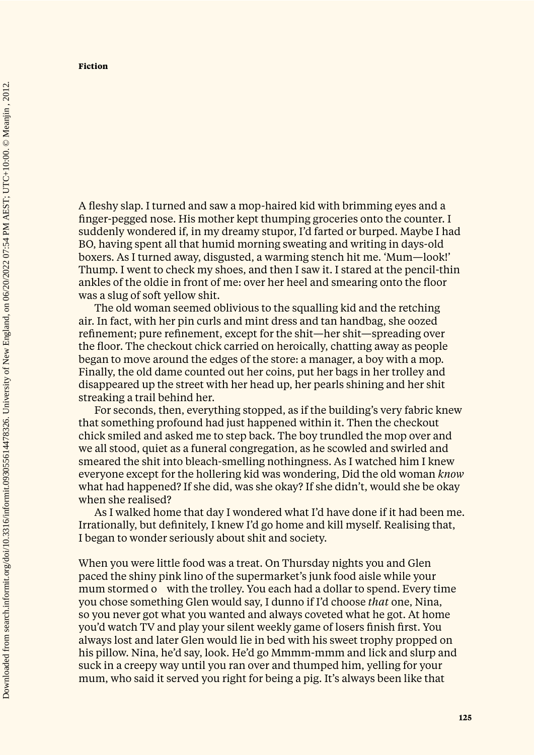A fleshy slap. I turned and saw a mop-haired kid with brimming eyes and a finger-pegged nose. His mother kept thumping groceries onto the counter. I suddenly wondered if, in my dreamy stupor, I'd farted or burped. Maybe I had BO, having spent all that humid morning sweating and writing in days-old boxers. As I turned away, disgusted, a warming stench hit me. 'Mum—look!' Thump. I went to check my shoes, and then I saw it. I stared at the pencil-thin ankles of the oldie in front of me: over her heel and smearing onto the floor was a slug of soft yellow shit.

The old woman seemed oblivious to the squalling kid and the retching air. In fact, with her pin curls and mint dress and tan handbag, she oozed refinement; pure refinement, except for the shit—her shit—spreading over the floor. The checkout chick carried on heroically, chatting away as people began to move around the edges of the store: a manager, a boy with a mop. Finally, the old dame counted out her coins, put her bags in her trolley and disappeared up the street with her head up, her pearls shining and her shit streaking a trail behind her.

For seconds, then, everything stopped, as if the building's very fabric knew that something profound had just happened within it. Then the checkout chick smiled and asked me to step back. The boy trundled the mop over and we all stood, quiet as a funeral congregation, as he scowled and swirled and smeared the shit into bleach-smelling nothingness. As I watched him I knew everyone except for the hollering kid was wondering, Did the old woman *know* what had happened? If she did, was she okay? If she didn't, would she be okay when she realised?

As I walked home that day I wondered what I'd have done if it had been me. Irrationally, but definitely, I knew I'd go home and kill myself. Realising that, I began to wonder seriously about shit and society.

When you were little food was a treat. On Thursday nights you and Glen paced the shiny pink lino of the supermarket's junk food aisle while your mum stormed off with the trolley. You each had a dollar to spend. Every time you chose something Glen would say, I dunno if I'd choose *that* one, Nina, so you never got what you wanted and always coveted what he got. At home you'd watch TV and play your silent weekly game of losers finish first. You always lost and later Glen would lie in bed with his sweet trophy propped on his pillow. Nina, he'd say, look. He'd go Mmmm-mmm and lick and slurp and suck in a creepy way until you ran over and thumped him, yelling for your mum, who said it served you right for being a pig. It's always been like that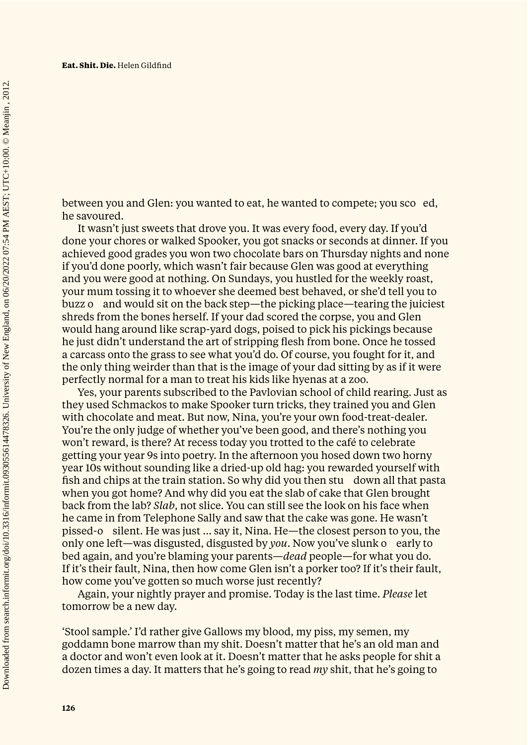between you and Glen: you wanted to eat, he wanted to compete; you scoffed, he savoured.

It wasn't just sweets that drove you. It was every food, every day. If you'd done your chores or walked Spooker, you got snacks or seconds at dinner. If you achieved good grades you won two chocolate bars on Thursday nights and none if you'd done poorly, which wasn't fair because Glen was good at everything and you were good at nothing. On Sundays, you hustled for the weekly roast, your mum tossing it to whoever she deemed best behaved, or she'd tell you to buzz off and would sit on the back step—the picking place—tearing the juiciest shreds from the bones herself. If your dad scored the corpse, you and Glen would hang around like scrap-yard dogs, poised to pick his pickings because he just didn't understand the art of stripping flesh from bone. Once he tossed a carcass onto the grass to see what you'd do. Of course, you fought for it, and the only thing weirder than that is the image of your dad sitting by as if it were perfectly normal for a man to treat his kids like hyenas at a zoo.

Yes, your parents subscribed to the Pavlovian school of child rearing. Just as they used Schmackos to make Spooker turn tricks, they trained you and Glen with chocolate and meat. But now, Nina, you're your own food-treat-dealer. You're the only judge of whether you've been good, and there's nothing you won't reward, is there? At recess today you trotted to the café to celebrate getting your year 9s into poetry. In the afternoon you hosed down two horny year 10s without sounding like a dried-up old hag: you rewarded yourself with fish and chips at the train station. So why did you then stuff down all that pasta when you got home? And why did you eat the slab of cake that Glen brought back from the lab? *Slab*, not slice. You can still see the look on his face when he came in from Telephone Sally and saw that the cake was gone. He wasn't pissed-off silent. He was just … say it, Nina. He—the closest person to you, the only one left—was disgusted, disgusted by *you*. Now you've slunk off early to bed again, and you're blaming your parents—*dead* people—for what you do. If it's their fault, Nina, then how come Glen isn't a porker too? If it's their fault, how come you've gotten so much worse just recently?

Again, your nightly prayer and promise. Today is the last time. *Please* let tomorrow be a new day.

'Stool sample.' I'd rather give Gallows my blood, my piss, my semen, my goddamn bone marrow than my shit. Doesn't matter that he's an old man and a doctor and won't even look at it. Doesn't matter that he asks people for shit a dozen times a day. It matters that he's going to read *my* shit, that he's going to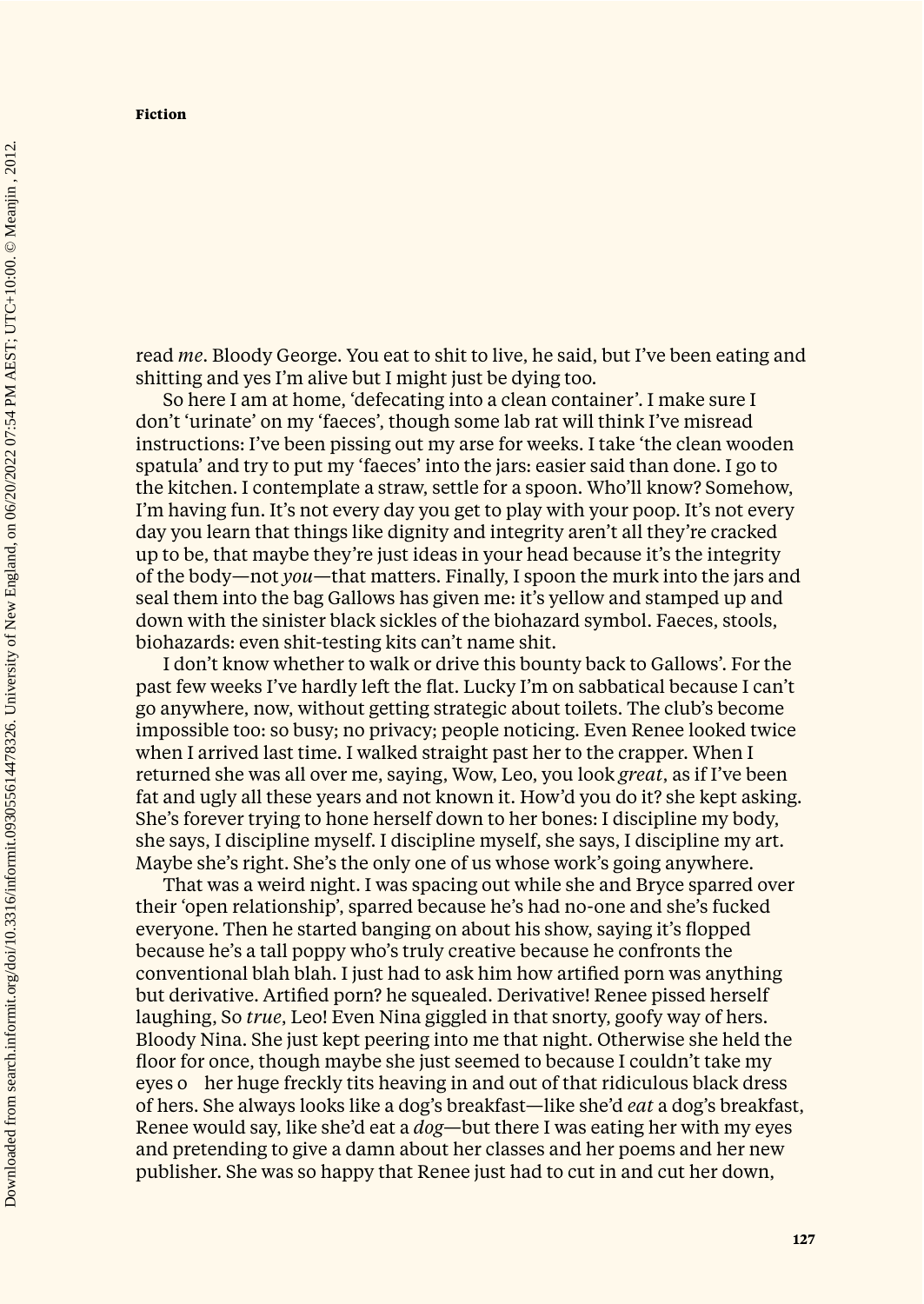read *me*. Bloody George. You eat to shit to live, he said, but I've been eating and shitting and yes I'm alive but I might just be dying too.

So here I am at home, 'defecating into a clean container'. I make sure I don't 'urinate' on my 'faeces', though some lab rat will think I've misread instructions: I've been pissing out my arse for weeks. I take 'the clean wooden spatula' and try to put my 'faeces' into the jars: easier said than done. I go to the kitchen. I contemplate a straw, settle for a spoon. Who'll know? Somehow, I'm having fun. It's not every day you get to play with your poop. It's not every day you learn that things like dignity and integrity aren't all they're cracked up to be, that maybe they're just ideas in your head because it's the integrity of the body—not *you*—that matters. Finally, I spoon the murk into the jars and seal them into the bag Gallows has given me: it's yellow and stamped up and down with the sinister black sickles of the biohazard symbol. Faeces, stools, biohazards: even shit-testing kits can't name shit.

I don't know whether to walk or drive this bounty back to Gallows'. For the past few weeks I've hardly left the flat. Lucky I'm on sabbatical because I can't go anywhere, now, without getting strategic about toilets. The club's become impossible too: so busy; no privacy; people noticing. Even Renee looked twice when I arrived last time. I walked straight past her to the crapper. When I returned she was all over me, saying, Wow, Leo, you look *great*, as if I've been fat and ugly all these years and not known it. How'd you do it? she kept asking. She's forever trying to hone herself down to her bones: I discipline my body, she says, I discipline myself. I discipline myself, she says, I discipline my art. Maybe she's right. She's the only one of us whose work's going anywhere.

That was a weird night. I was spacing out while she and Bryce sparred over their 'open relationship', sparred because he's had no-one and she's fucked everyone. Then he started banging on about his show, saying it's flopped because he's a tall poppy who's truly creative because he confronts the conventional blah blah. I just had to ask him how artified porn was anything but derivative. Artified porn? he squealed. Derivative! Renee pissed herself laughing, So *true*, Leo! Even Nina giggled in that snorty, goofy way of hers. Bloody Nina. She just kept peering into me that night. Otherwise she held the floor for once, though maybe she just seemed to because I couldn't take my eyes o her huge freckly tits heaving in and out of that ridiculous black dress of hers. She always looks like a dog's breakfast—like she'd *eat* a dog's breakfast, Renee would say, like she'd eat a *dog*—but there I was eating her with my eyes and pretending to give a damn about her classes and her poems and her new publisher. She was so happy that Renee just had to cut in and cut her down,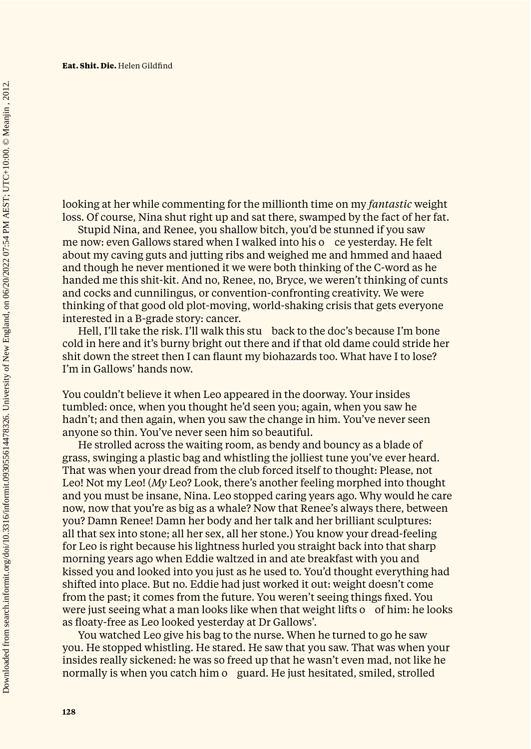looking at her while commenting for the millionth time on my *fantastic* weight loss. Of course, Nina shut right up and sat there, swamped by the fact of her fat.

Stupid Nina, and Renee, you shallow bitch, you'd be stunned if you saw me now: even Gallows stared when I walked into his office yesterday. He felt about my caving guts and jutting ribs and weighed me and hmmed and haaed and though he never mentioned it we were both thinking of the C-word as he handed me this shit-kit. And no, Renee, no, Bryce, we weren't thinking of cunts and cocks and cunnilingus, or convention-confronting creativity. We were thinking of that good old plot-moving, world-shaking crisis that gets everyone interested in a B-grade story: cancer.

Hell, I'll take the risk. I'll walk this stuff back to the doc's because I'm bone cold in here and it's burny bright out there and if that old dame could stride her shit down the street then I can flaunt my biohazards too. What have I to lose? I'm in Gallows' hands now.

You couldn't believe it when Leo appeared in the doorway. Your insides tumbled: once, when you thought he'd seen you; again, when you saw he hadn't; and then again, when you saw the change in him. You've never seen anyone so thin. You've never seen him so beautiful.

He strolled across the waiting room, as bendy and bouncy as a blade of grass, swinging a plastic bag and whistling the jolliest tune you've ever heard. That was when your dread from the club forced itself to thought: Please, not Leo! Not my Leo! (*My* Leo? Look, there's another feeling morphed into thought and you must be insane, Nina. Leo stopped caring years ago. Why would he care now, now that you're as big as a whale? Now that Renee's always there, between you? Damn Renee! Damn her body and her talk and her brilliant sculptures: all that sex into stone; all her sex, all her stone.) You know your dread-feeling for Leo is right because his lightness hurled you straight back into that sharp morning years ago when Eddie waltzed in and ate breakfast with you and kissed you and looked into you just as he used to. You'd thought everything had shifted into place. But no. Eddie had just worked it out: weight doesn't come from the past; it comes from the future. You weren't seeing things fixed. You were just seeing what a man looks like when that weight lifts off of him: he looks as floaty-free as Leo looked yesterday at Dr Gallows'.

You watched Leo give his bag to the nurse. When he turned to go he saw you. He stopped whistling. He stared. He saw that you saw. That was when your insides really sickened: he was so freed up that he wasn't even mad, not like he normally is when you catch him off guard. He just hesitated, smiled, strolled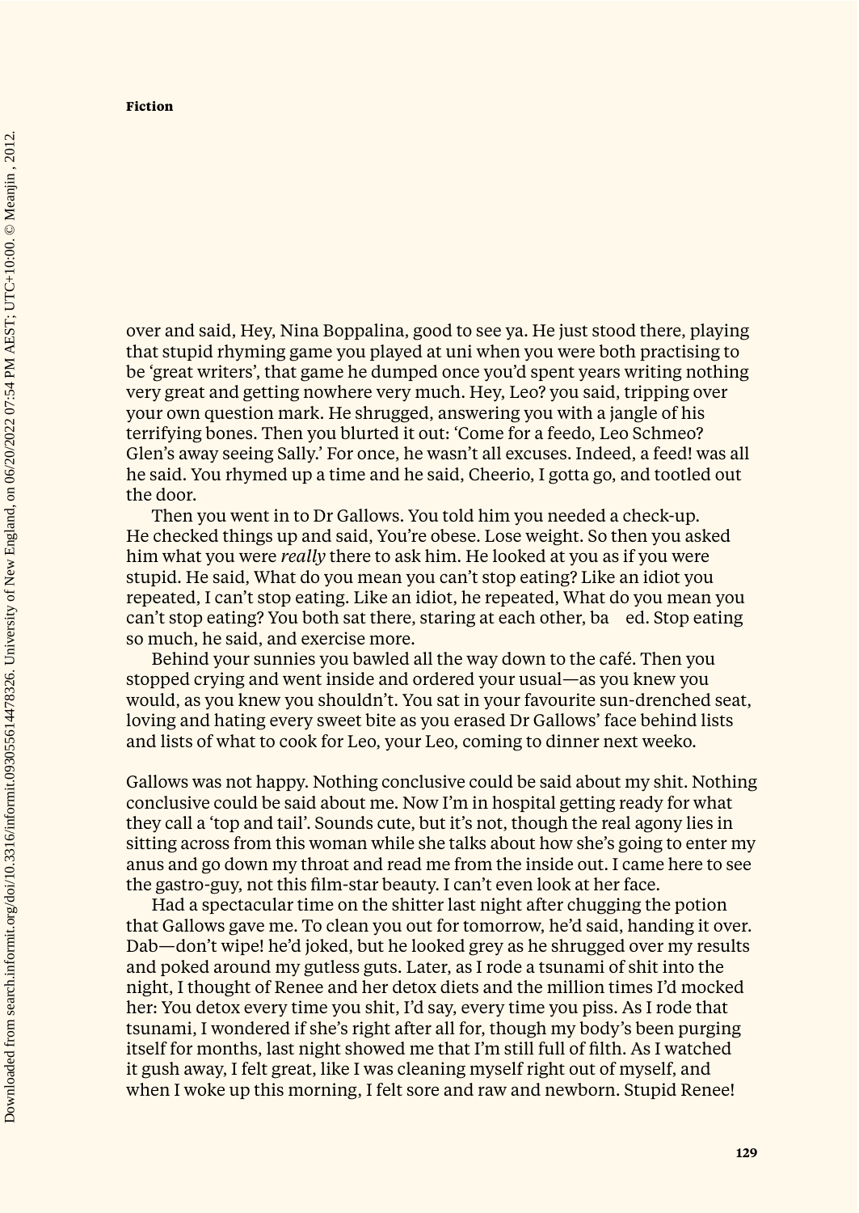over and said, Hey, Nina Boppalina, good to see ya. He just stood there, playing that stupid rhyming game you played at uni when you were both practising to be 'great writers', that game he dumped once you'd spent years writing nothing very great and getting nowhere very much. Hey, Leo? you said, tripping over your own question mark. He shrugged, answering you with a jangle of his terrifying bones. Then you blurted it out: 'Come for a feedo, Leo Schmeo? Glen's away seeing Sally.' For once, he wasn't all excuses. Indeed, a feed! was all he said. You rhymed up a time and he said, Cheerio, I gotta go, and tootled out the door.

Then you went in to Dr Gallows. You told him you needed a check-up. He checked things up and said, You're obese. Lose weight. So then you asked him what you were *really* there to ask him. He looked at you as if you were stupid. He said, What do you mean you can't stop eating? Like an idiot you repeated, I can't stop eating. Like an idiot, he repeated, What do you mean you can't stop eating? You both sat there, staring at each other, ba ed. Stop eating so much, he said, and exercise more.

Behind your sunnies you bawled all the way down to the café. Then you stopped crying and went inside and ordered your usual—as you knew you would, as you knew you shouldn't. You sat in your favourite sun-drenched seat, loving and hating every sweet bite as you erased Dr Gallows' face behind lists and lists of what to cook for Leo, your Leo, coming to dinner next weeko.

Gallows was not happy. Nothing conclusive could be said about my shit. Nothing conclusive could be said about me. Now I'm in hospital getting ready for what they call a 'top and tail'. Sounds cute, but it's not, though the real agony lies in sitting across from this woman while she talks about how she's going to enter my anus and go down my throat and read me from the inside out. I came here to see the gastro-guy, not this film-star beauty. I can't even look at her face.

Had a spectacular time on the shitter last night after chugging the potion that Gallows gave me. To clean you out for tomorrow, he'd said, handing it over. Dab—don't wipe! he'd joked, but he looked grey as he shrugged over my results and poked around my gutless guts. Later, as I rode a tsunami of shit into the night, I thought of Renee and her detox diets and the million times I'd mocked her: You detox every time you shit, I'd say, every time you piss. As I rode that tsunami, I wondered if she's right after all for, though my body's been purging itself for months, last night showed me that I'm still full of filth. As I watched it gush away, I felt great, like I was cleaning myself right out of myself, and when I woke up this morning, I felt sore and raw and newborn. Stupid Renee!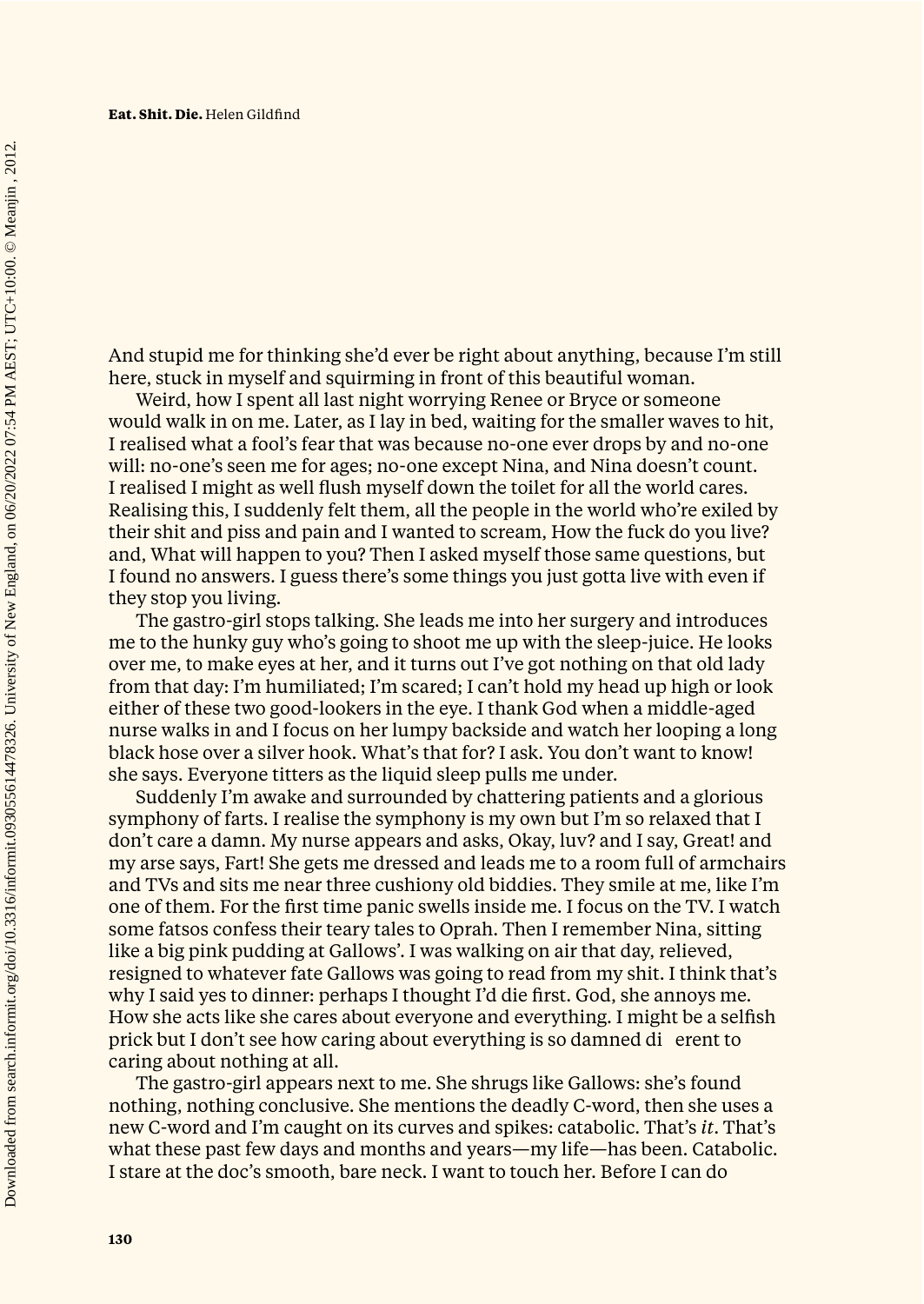And stupid me for thinking she'd ever be right about anything, because I'm still here, stuck in myself and squirming in front of this beautiful woman.

Weird, how I spent all last night worrying Renee or Bryce or someone would walk in on me. Later, as I lay in bed, waiting for the smaller waves to hit, I realised what a fool's fear that was because no-one ever drops by and no-one will: no-one's seen me for ages; no-one except Nina, and Nina doesn't count. I realised I might as well flush myself down the toilet for all the world cares. Realising this, I suddenly felt them, all the people in the world who're exiled by their shit and piss and pain and I wanted to scream, How the fuck do you live? and, What will happen to you? Then I asked myself those same questions, but I found no answers. I guess there's some things you just gotta live with even if they stop you living.

The gastro-girl stops talking. She leads me into her surgery and introduces me to the hunky guy who's going to shoot me up with the sleep-juice. He looks over me, to make eyes at her, and it turns out I've got nothing on that old lady from that day: I'm humiliated; I'm scared; I can't hold my head up high or look either of these two good-lookers in the eye. I thank God when a middle-aged nurse walks in and I focus on her lumpy backside and watch her looping a long black hose over a silver hook. What's that for? I ask. You don't want to know! she says. Everyone titters as the liquid sleep pulls me under.

Suddenly I'm awake and surrounded by chattering patients and a glorious symphony of farts. I realise the symphony is my own but I'm so relaxed that I don't care a damn. My nurse appears and asks, Okay, luv? and I say, Great! and my arse says, Fart! She gets me dressed and leads me to a room full of armchairs and TVs and sits me near three cushiony old biddies. They smile at me, like I'm one of them. For the first time panic swells inside me. I focus on the TV. I watch some fatsos confess their teary tales to Oprah. Then I remember Nina, sitting like a big pink pudding at Gallows'. I was walking on air that day, relieved, resigned to whatever fate Gallows was going to read from my shit. I think that's why I said yes to dinner: perhaps I thought I'd die first. God, she annoys me. How she acts like she cares about everyone and everything. I might be a selfish prick but I don't see how caring about everything is so damned different to caring about nothing at all.

The gastro-girl appears next to me. She shrugs like Gallows: she's found nothing, nothing conclusive. She mentions the deadly C-word, then she uses a new C-word and I'm caught on its curves and spikes: catabolic. That's *it*. That's what these past few days and months and years—my life—has been. Catabolic. I stare at the doc's smooth, bare neck. I want to touch her. Before I can do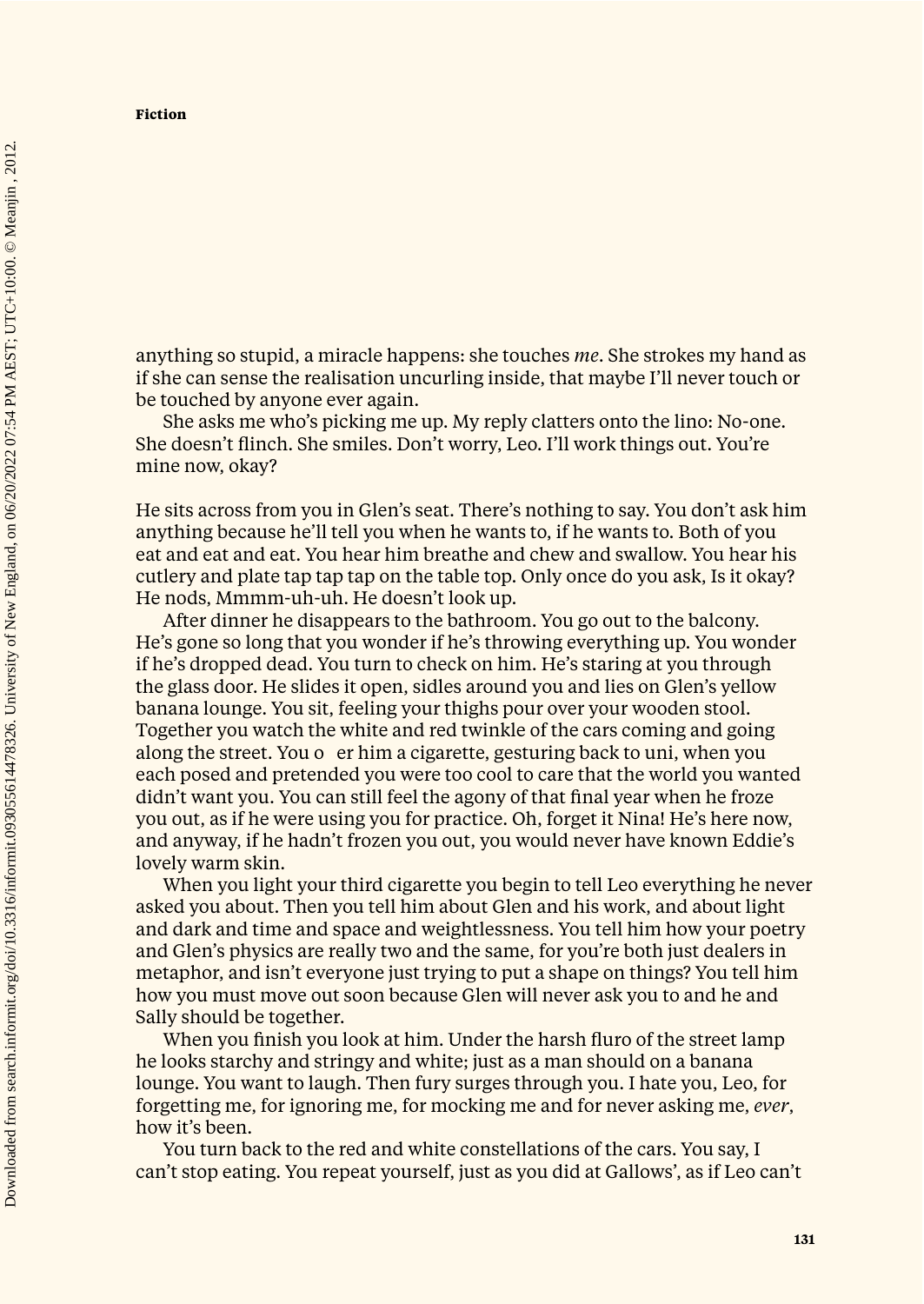anything so stupid, a miracle happens: she touches *me*. She strokes my hand as if she can sense the realisation uncurling inside, that maybe I'll never touch or be touched by anyone ever again.

She asks me who's picking me up. My reply clatters onto the lino: No-one. She doesn't flinch. She smiles. Don't worry, Leo. I'll work things out. You're mine now, okay?

He sits across from you in Glen's seat. There's nothing to say. You don't ask him anything because he'll tell you when he wants to, if he wants to. Both of you eat and eat and eat. You hear him breathe and chew and swallow. You hear his cutlery and plate tap tap tap on the table top. Only once do you ask, Is it okay? He nods, Mmmm-uh-uh. He doesn't look up.

After dinner he disappears to the bathroom. You go out to the balcony. He's gone so long that you wonder if he's throwing everything up. You wonder if he's dropped dead. You turn to check on him. He's staring at you through the glass door. He slides it open, sidles around you and lies on Glen's yellow banana lounge. You sit, feeling your thighs pour over your wooden stool. Together you watch the white and red twinkle of the cars coming and going along the street. You offer him a cigarette, gesturing back to uni, when you each posed and pretended you were too cool to care that the world you wanted didn't want you. You can still feel the agony of that final year when he froze you out, as if he were using you for practice. Oh, forget it Nina! He's here now, and anyway, if he hadn't frozen you out, you would never have known Eddie's lovely warm skin.

When you light your third cigarette you begin to tell Leo everything he never asked you about. Then you tell him about Glen and his work, and about light and dark and time and space and weightlessness. You tell him how your poetry and Glen's physics are really two and the same, for you're both just dealers in metaphor, and isn't everyone just trying to put a shape on things? You tell him how you must move out soon because Glen will never ask you to and he and Sally should be together.

When you finish you look at him. Under the harsh fluro of the street lamp he looks starchy and stringy and white; just as a man should on a banana lounge. You want to laugh. Then fury surges through you. I hate you, Leo, for forgetting me, for ignoring me, for mocking me and for never asking me, *ever*, how it's been.

You turn back to the red and white constellations of the cars. You say, I can't stop eating. You repeat yourself, just as you did at Gallows', as if Leo can't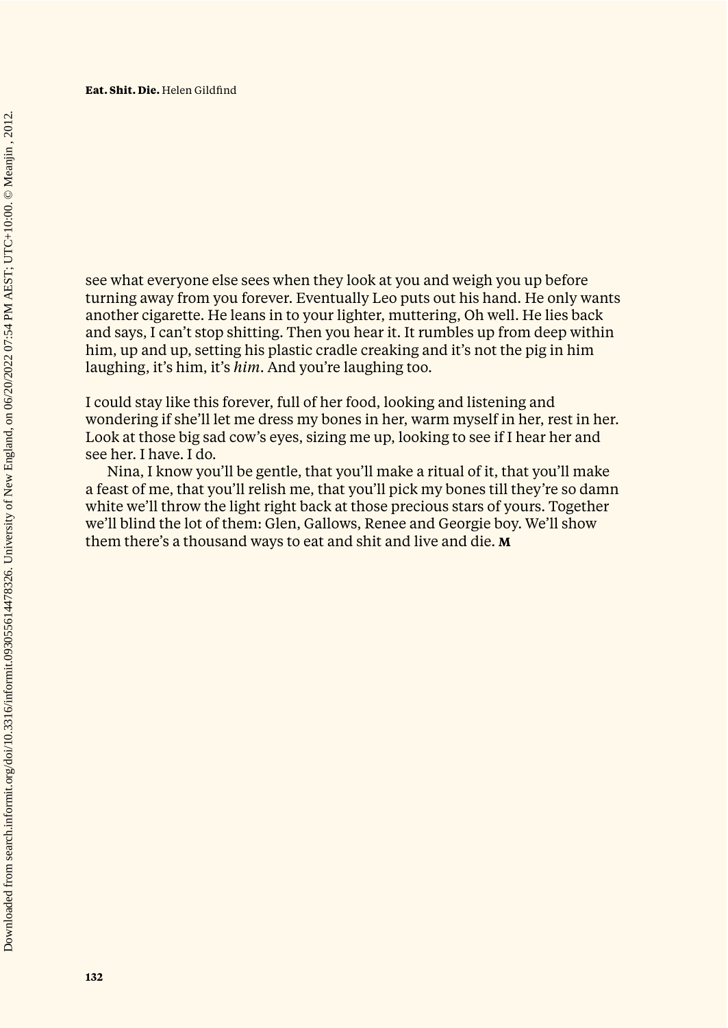see what everyone else sees when they look at you and weigh you up before turning away from you forever. Eventually Leo puts out his hand. He only wants another cigarette. He leans in to your lighter, muttering, Oh well. He lies back and says, I can't stop shitting. Then you hear it. It rumbles up from deep within him, up and up, setting his plastic cradle creaking and it's not the pig in him laughing, it's him, it's *him*. And you're laughing too.

I could stay like this forever, full of her food, looking and listening and wondering if she'll let me dress my bones in her, warm myself in her, rest in her. Look at those big sad cow's eyes, sizing me up, looking to see if I hear her and see her. I have. I do.

Nina, I know you'll be gentle, that you'll make a ritual of it, that you'll make a feast of me, that you'll relish me, that you'll pick my bones till they're so damn white we'll throw the light right back at those precious stars of yours. Together we'll blind the lot of them: Glen, Gallows, Renee and Georgie boy. We'll show them there's a thousand ways to eat and shit and live and die. **M**